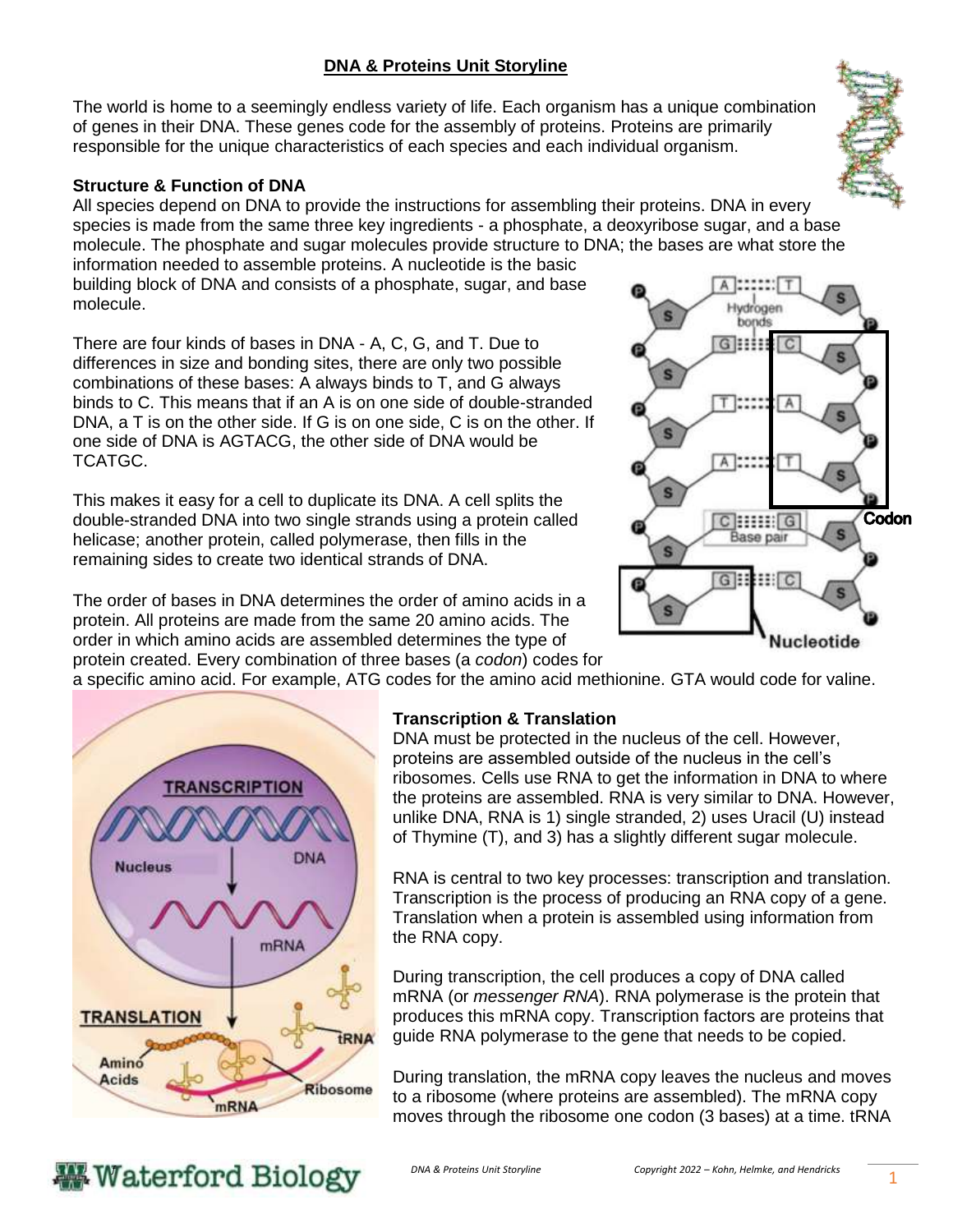## DNA & Proteins Unit Storyline

The world is home to a seemingly endless variety of life. Each organism has a unique combination of genes in their DNA. These genes code for the assembly of proteins. Proteins are primarily responsible for the unique characteristics of each species and each individual organism.

**Structure & Function of DNA**

All species depend on DNA to provide the instructions for assembling their proteins. DNA in every species is made from the same three key ingredients - a phosphate, a deoxyribose sugar, and a base molecule. The phosphate and sugar molecules provide structure to DNA; the bases are what store the information needed to assemble proteins. A nucleotide is the basic building block of DNA and consists of a phosphate, sugar, and base molecule.

There are four kinds of bases in DNA - A, C, G, and T. Due to differences in size and bonding sites, there are only two possible combinations of these bases: A always binds to T, and G always binds to C. This means that if an A is on one side of double-stranded DNA, a T is on the other side. If G is on one side, C is on the other. If one side of DNA is AGTACG, the other side of DNA would be TCATGC.

This makes it easy for a cell to duplicate its DNA. A cell splits the double-stranded DNA into two single strands using a protein called helicase; another protein, called polymerase, then fills in the remaining sides to create two identical strands of DNA.

The order of bases in DNA determines the order of amino acids in a protein. All proteins are made from the same 20 amino acids. The order in which amino acids are assembled determines the type of protein created. Every combination of three bases (a *codon*) codes for a specific amino acid. For example, ATG codes for the amino acid methionine. GTA would code for valine.

**Transcription & Translation**

DNA must be protected in the nucleus of the cell. However, proteins are assembled outside of the nucleus in the cell's ribosomes. Cells use RNA to get the information in DNA to where the proteins are assembled. RNA is very similar to DNA. However, unlike DNA, RNA is 1) single stranded, 2) uses Uracil (U) instead of Thymine (T), and 3) has a slightly different sugar molecule.

RNA is central to two key processes: transcription and translation. Transcription is the process of producing an RNA copy of a gene. Translation when a protein is assembled using information from the RNA copy.

During transcription, the cell produces a copy of DNA called mRNA (or *messenger RNA*). RNA polymerase is the protein that produces this mRNA copy. Transcription factors are proteins that guide RNA polymerase to the gene that needs to be copied.

During translation, the mRNA copy leaves the nucleus and moves to a ribosome (where proteins are assembled). The mRNA copy moves through the ribosome one codon (3 bases) at a time. tRNA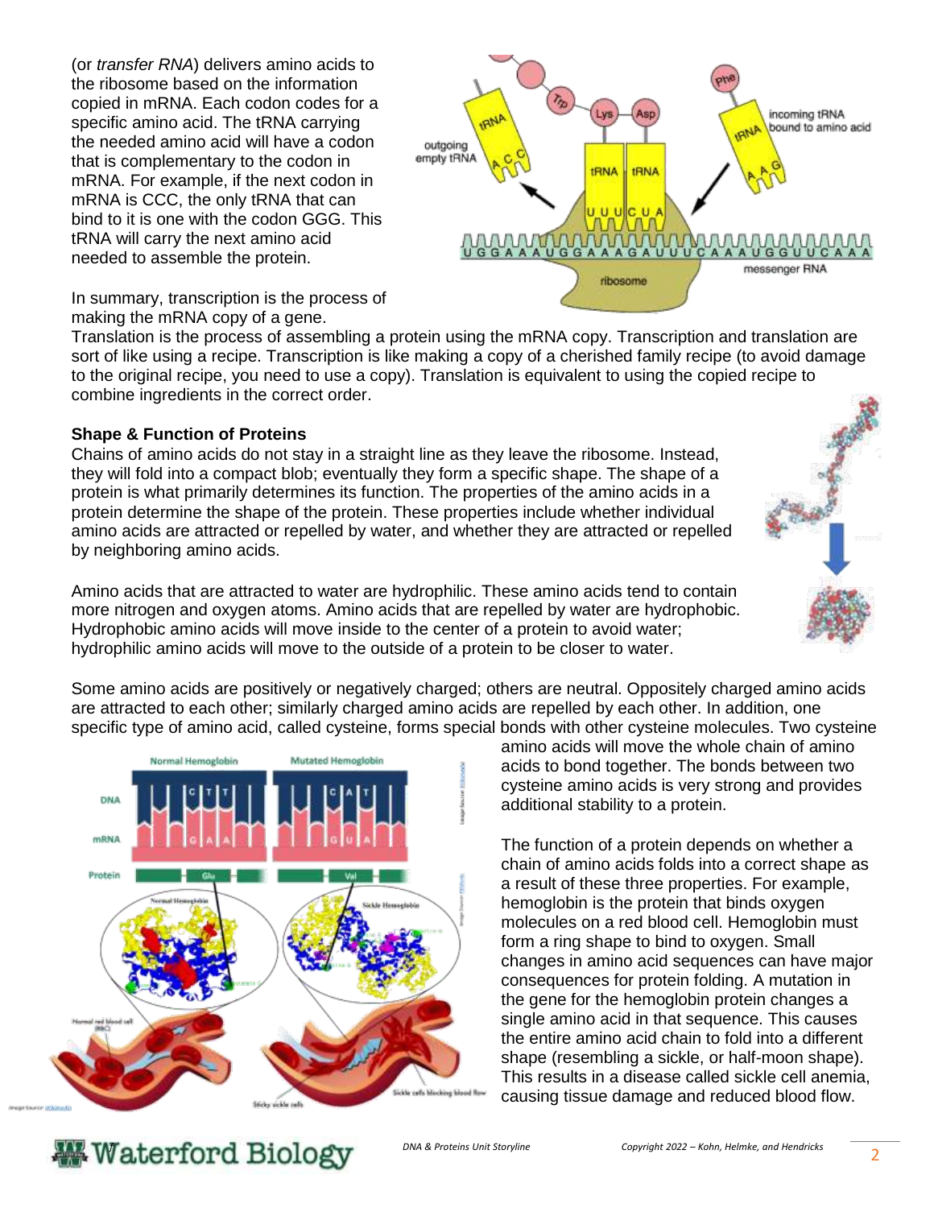(or *transfer RNA*) delivers amino acids to the ribosome based on the information copied in mRNA. Each codon codes for a specific amino acid. The tRNA carrying the needed amino acid will have a codon that is complementary to the codon in mRNA. For example, if the next codon in mRNA is CCC, the only tRNA that can bind to it is one with the codon GGG. This tRNA will carry the next amino acid needed to assemble the protein.

In summary, transcription is the process of making the mRNA copy of a gene. Translation is the process of assembling a protein using the mRNA copy. Transcription and translation are sort of like using a recipe. Transcription is like making a copy of a cherished family recipe (to avoid damage to the original recipe, you need to use a copy). Translation is equivalent to using the copied recipe to combine ingredients in the correct order.

**Shape & Function of Proteins**

Chains of amino acids do not stay in a straight line as they leave the ribosome. Instead, they will fold into a compact blob; eventually they form a specific shape. The shape of a protein is what primarily determines its function. The properties of the amino acids in a protein determine the shape of the protein. These properties include whether individual amino acids are attracted or repelled by water, and whether they are attracted or repelled by neighboring amino acids.

Amino acids that are attracted to water are hydrophilic. These amino acids tend to contain more nitrogen and oxygen atoms. Amino acids that are repelled by water are hydrophobic. Hydrophobic amino acids will move inside to the center of a protein to avoid water; hydrophilic amino acids will move to the outside of a protein to be closer to water.

Some amino acids are positively or negatively charged; others are neutral. Oppositely charged amino acids are attracted to each other; similarly charged amino acids are repelled by each other. In addition, one specific type of amino acid, called cysteine, forms special bonds with other cysteine molecules. Two cysteine amino acids will move the whole chain of amino acids to bond together. The bonds between two cysteine amino acids is very strong and provides additional stability to a protein.

The function of a protein depends on whether a chain of amino acids folds into a correct shape as a result of these three properties. For example, hemoglobin is the protein that binds oxygen molecules on a red blood cell. Hemoglobin must form a ring shape to bind to oxygen. Small changes in amino acid sequences can have major consequences for protein folding. A mutation in the gene for the hemoglobin protein changes a single amino acid in that sequence. This causes the entire amino acid chain to fold into a different shape (resembling a sickle, or half-moon shape). This results in a disease called sickle cell anemia, causing tissue damage and reduced blood flow.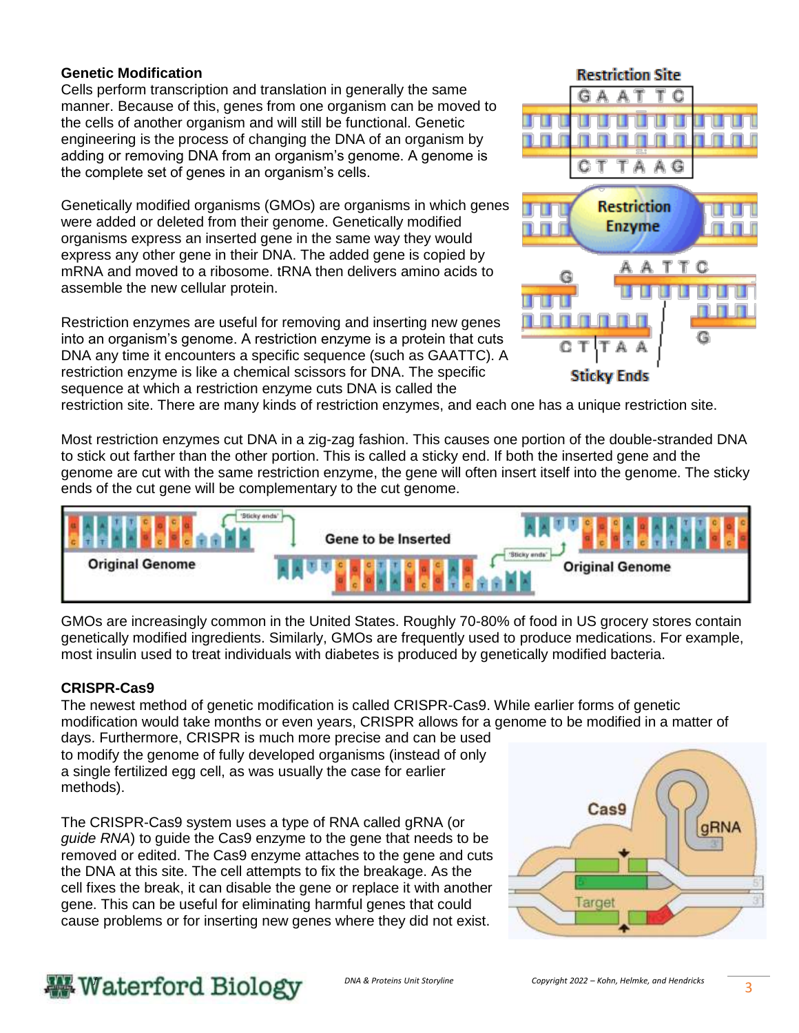## Genetic Modification

Cells perform transcription and translation in generally the same manner. Because of this, genes from one organism can be moved to the cells of another organism and will still be functional. Genetic engineering is the process of changing the DNA of an organism by adding or removing DNA from an organism's genome. A genome is the complete set of genes in an organism's cells.

Genetically modified organisms (GMOs) are organisms in which genes were added or deleted from their genome. Genetically modified organisms express an inserted gene in the same way they would express any other gene in their DNA. The added gene is copied by mRNA and moved to a ribosome. tRNA then delivers amino acids to assemble the new cellular protein.

Restriction enzymes are useful for removing and inserting new genes into an organism's genome. A restriction enzyme is a protein that cuts DNA any time it encounters a specific sequence (such as GAATTC). A restriction enzyme is like a chemical scissors for DNA. The specific sequence at which a restriction enzyme cuts DNA is called the restriction site. There are many kinds of restriction enzymes, and each one has a unique restriction site.

Restriction Site
GAATTC
CTTAAG
Restriction Enzyme
G
AATTC
CTTAA
G
Sticky Ends

Most restriction enzymes cut DNA in a zig-zag fashion. This causes one portion of the double-stranded DNA to stick out farther than the other portion. This is called a sticky end. If both the inserted gene and the genome are cut with the same restriction enzyme, the gene will often insert itself into the genome. The sticky ends of the cut gene will be complementary to the cut genome.

Original Genome
'Sticky ends'
Gene to be Inserted
'Sticky ends'
Original Genome

GMOs are increasingly common in the United States. Roughly 70-80% of food in US grocery stores contain genetically modified ingredients. Similarly, GMOs are frequently used to produce medications. For example, most insulin used to treat individuals with diabetes is produced by genetically modified bacteria.

## CRISPR-Cas9

The newest method of genetic modification is called CRISPR-Cas9. While earlier forms of genetic modification would take months or even years, CRISPR allows for a genome to be modified in a matter of days. Furthermore, CRISPR is much more precise and can be used to modify the genome of fully developed organisms (instead of only a single fertilized egg cell, as was usually the case for earlier methods).

The CRISPR-Cas9 system uses a type of RNA called gRNA (or *guide RNA*) to guide the Cas9 enzyme to the gene that needs to be removed or edited. The Cas9 enzyme attaches to the gene and cuts the DNA at this site. The cell attempts to fix the breakage. As the cell fixes the break, it can disable the gene or replace it with another gene. This can be useful for eliminating harmful genes that could cause problems or for inserting new genes where they did not exist.

Cas9
gRNA
Target